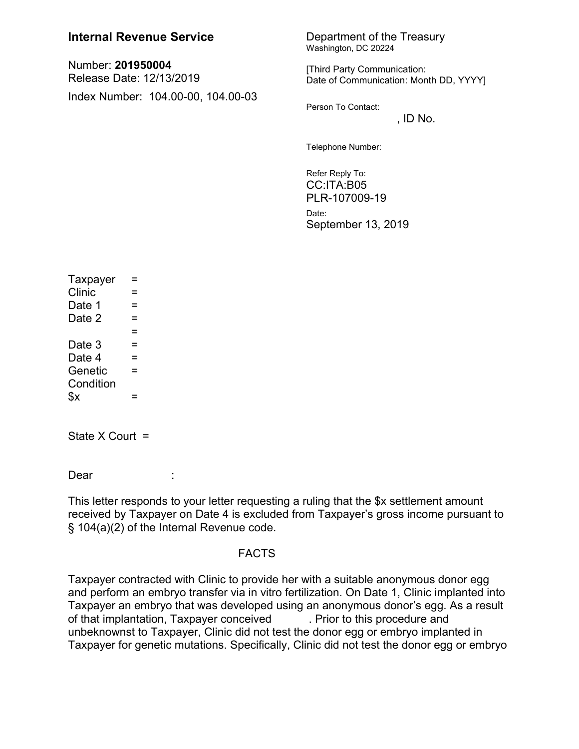**Internal Revenue Service**

Number: **201950004**
Release Date: 12/13/2019

Index Number: 104.00-00, 104.00-03

Department of the Treasury
Washington, DC 20224

[Third Party Communication:
Date of Communication: Month DD, YYYY]

Person To Contact:
, ID No.

Telephone Number:

Refer Reply To:
CC:ITA:B05
PLR-107009-19

Date:
September 13, 2019

Taxpayer =
Clinic =
Date 1 =
Date 2 =
=
Date 3 =
Date 4 =
Genetic Condition =
$x =

State X Court =

Dear :

This letter responds to your letter requesting a ruling that the $x settlement amount received by Taxpayer on Date 4 is excluded from Taxpayer's gross income pursuant to § 104(a)(2) of the Internal Revenue code.

FACTS

Taxpayer contracted with Clinic to provide her with a suitable anonymous donor egg and perform an embryo transfer via in vitro fertilization. On Date 1, Clinic implanted into Taxpayer an embryo that was developed using an anonymous donor's egg. As a result of that implantation, Taxpayer conceived . Prior to this procedure and unbeknownst to Taxpayer, Clinic did not test the donor egg or embryo implanted in Taxpayer for genetic mutations. Specifically, Clinic did not test the donor egg or embryo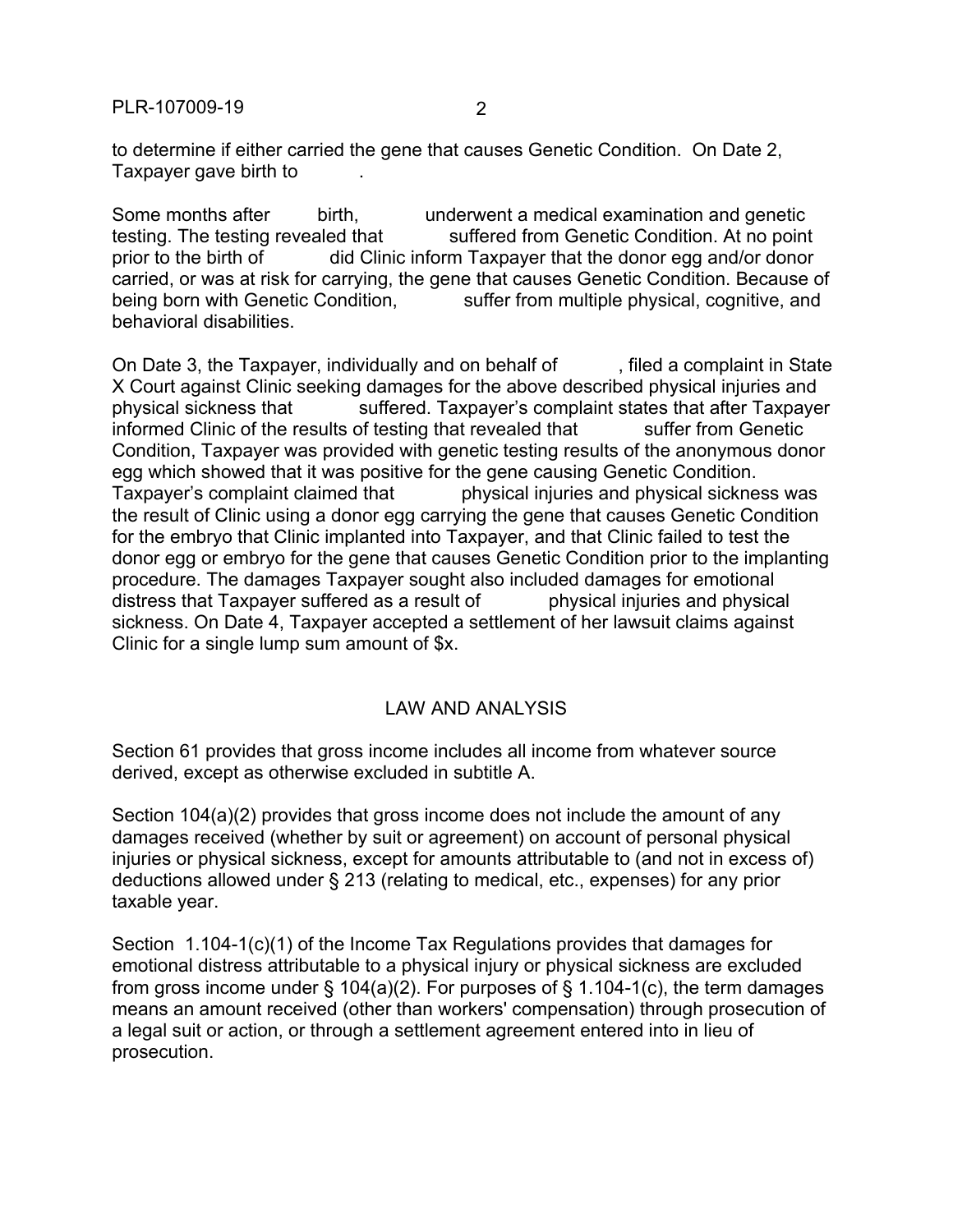to determine if either carried the gene that causes Genetic Condition. On Date 2, Taxpayer gave birth to .

Some months after birth, underwent a medical examination and genetic testing. The testing revealed that suffered from Genetic Condition. At no point prior to the birth of did Clinic inform Taxpayer that the donor egg and/or donor carried, or was at risk for carrying, the gene that causes Genetic Condition. Because of being born with Genetic Condition, suffer from multiple physical, cognitive, and behavioral disabilities.

On Date 3, the Taxpayer, individually and on behalf of , filed a complaint in State X Court against Clinic seeking damages for the above described physical injuries and physical sickness that suffered. Taxpayer's complaint states that after Taxpayer informed Clinic of the results of testing that revealed that suffer from Genetic Condition, Taxpayer was provided with genetic testing results of the anonymous donor egg which showed that it was positive for the gene causing Genetic Condition. Taxpayer's complaint claimed that physical injuries and physical sickness was the result of Clinic using a donor egg carrying the gene that causes Genetic Condition for the embryo that Clinic implanted into Taxpayer, and that Clinic failed to test the donor egg or embryo for the gene that causes Genetic Condition prior to the implanting procedure. The damages Taxpayer sought also included damages for emotional distress that Taxpayer suffered as a result of physical injuries and physical sickness. On Date 4, Taxpayer accepted a settlement of her lawsuit claims against Clinic for a single lump sum amount of $x.

## LAW AND ANALYSIS

Section 61 provides that gross income includes all income from whatever source derived, except as otherwise excluded in subtitle A.

Section 104(a)(2) provides that gross income does not include the amount of any damages received (whether by suit or agreement) on account of personal physical injuries or physical sickness, except for amounts attributable to (and not in excess of) deductions allowed under § 213 (relating to medical, etc., expenses) for any prior taxable year.

Section 1.104-1(c)(1) of the Income Tax Regulations provides that damages for emotional distress attributable to a physical injury or physical sickness are excluded from gross income under § 104(a)(2). For purposes of § 1.104-1(c), the term damages means an amount received (other than workers' compensation) through prosecution of a legal suit or action, or through a settlement agreement entered into in lieu of prosecution.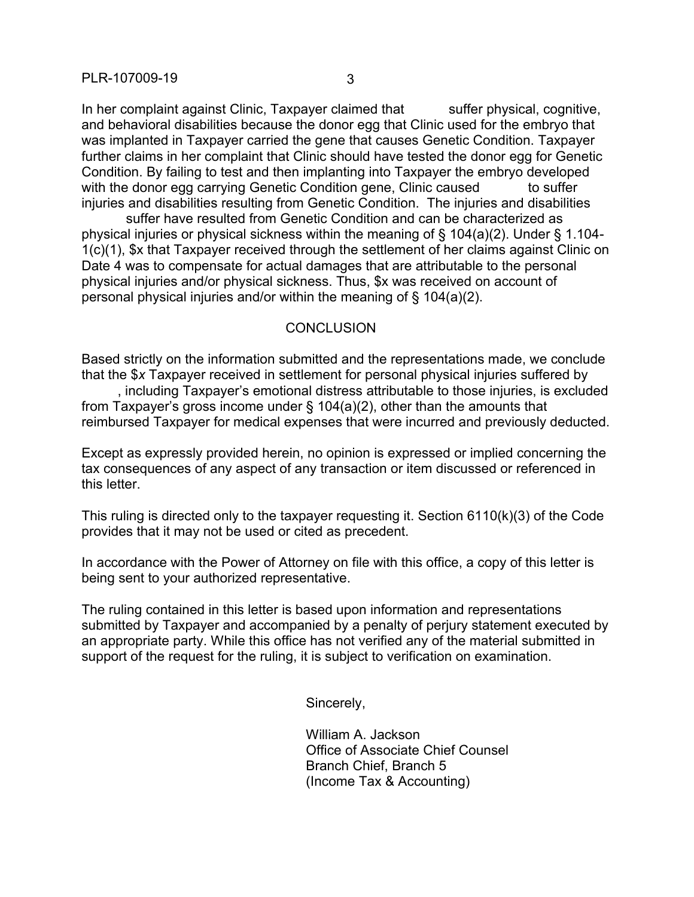In her complaint against Clinic, Taxpayer claimed that suffer physical, cognitive, and behavioral disabilities because the donor egg that Clinic used for the embryo that was implanted in Taxpayer carried the gene that causes Genetic Condition. Taxpayer further claims in her complaint that Clinic should have tested the donor egg for Genetic Condition. By failing to test and then implanting into Taxpayer the embryo developed with the donor egg carrying Genetic Condition gene, Clinic caused to suffer injuries and disabilities resulting from Genetic Condition. The injuries and disabilities suffer have resulted from Genetic Condition and can be characterized as physical injuries or physical sickness within the meaning of § 104(a)(2). Under § 1.104-1(c)(1), $x that Taxpayer received through the settlement of her claims against Clinic on Date 4 was to compensate for actual damages that are attributable to the personal physical injuries and/or physical sickness. Thus, $x was received on account of personal physical injuries and/or within the meaning of § 104(a)(2).

## CONCLUSION

Based strictly on the information submitted and the representations made, we conclude that the $*x* Taxpayer received in settlement for personal physical injuries suffered by , including Taxpayer's emotional distress attributable to those injuries, is excluded from Taxpayer's gross income under § 104(a)(2), other than the amounts that reimbursed Taxpayer for medical expenses that were incurred and previously deducted.

Except as expressly provided herein, no opinion is expressed or implied concerning the tax consequences of any aspect of any transaction or item discussed or referenced in this letter.

This ruling is directed only to the taxpayer requesting it. Section 6110(k)(3) of the Code provides that it may not be used or cited as precedent.

In accordance with the Power of Attorney on file with this office, a copy of this letter is being sent to your authorized representative.

The ruling contained in this letter is based upon information and representations submitted by Taxpayer and accompanied by a penalty of perjury statement executed by an appropriate party. While this office has not verified any of the material submitted in support of the request for the ruling, it is subject to verification on examination.

Sincerely,

William A. Jackson
Office of Associate Chief Counsel
Branch Chief, Branch 5
(Income Tax & Accounting)